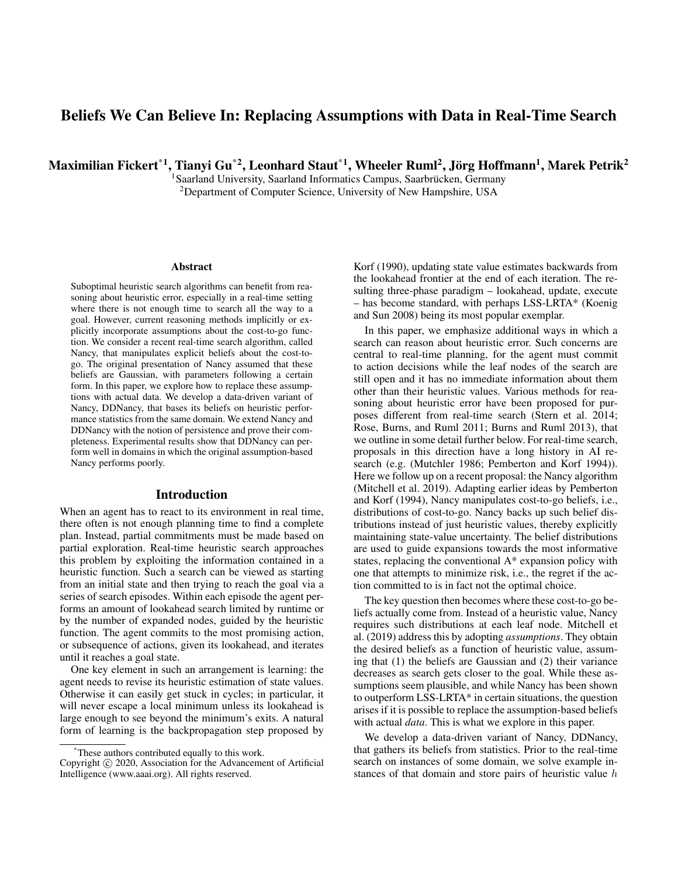# Beliefs We Can Believe In: Replacing Assumptions with Data in Real-Time Search

**Maximilian Fickert*[1], Tianyi Gu*[2], Leonhard Staut*[1], Wheeler Ruml[2], Jörg Hoffmann[1], Marek Petrik[2]**

[1]Saarland University, Saarland Informatics Campus, Saarbrücken, Germany
[2]Department of Computer Science, University of New Hampshire, USA

## Abstract

Suboptimal heuristic search algorithms can benefit from reasoning about heuristic error, especially in a real-time setting where there is not enough time to search all the way to a goal. However, current reasoning methods implicitly or explicitly incorporate assumptions about the cost-to-go function. We consider a recent real-time search algorithm, called Nancy, that manipulates explicit beliefs about the cost-to-go. The original presentation of Nancy assumed that these beliefs are Gaussian, with parameters following a certain form. In this paper, we explore how to replace these assumptions with actual data. We develop a data-driven variant of Nancy, DDNancy, that bases its beliefs on heuristic performance statistics from the same domain. We extend Nancy and DDNancy with the notion of persistence and prove their completeness. Experimental results show that DDNancy can perform well in domains in which the original assumption-based Nancy performs poorly.

## Introduction

When an agent has to react to its environment in real time, there often is not enough planning time to find a complete plan. Instead, partial commitments must be made based on partial exploration. Real-time heuristic search approaches this problem by exploiting the information contained in a heuristic function. Such a search can be viewed as starting from an initial state and then trying to reach the goal via a series of search episodes. Within each episode the agent performs an amount of lookahead search limited by runtime or by the number of expanded nodes, guided by the heuristic function. The agent commits to the most promising action, or subsequence of actions, given its lookahead, and iterates until it reaches a goal state.

One key element in such an arrangement is learning: the agent needs to revise its heuristic estimation of state values. Otherwise it can easily get stuck in cycles; in particular, it will never escape a local minimum unless its lookahead is large enough to see beyond the minimum's exits. A natural form of learning is the backpropagation step proposed by Korf (1990), updating state value estimates backwards from the lookahead frontier at the end of each iteration. The resulting three-phase paradigm – lookahead, update, execute – has become standard, with perhaps LSS-LRTA* (Koenig and Sun 2008) being its most popular exemplar.

In this paper, we emphasize additional ways in which a search can reason about heuristic error. Such concerns are central to real-time planning, for the agent must commit to action decisions while the leaf nodes of the search are still open and it has no immediate information about them other than their heuristic values. Various methods for reasoning about heuristic error have been proposed for purposes different from real-time search (Stern et al. 2014; Rose, Burns, and Ruml 2011; Burns and Ruml 2013), that we outline in some detail further below. For real-time search, proposals in this direction have a long history in AI research (e.g. (Mutchler 1986; Pemberton and Korf 1994)). Here we follow up on a recent proposal: the Nancy algorithm (Mitchell et al. 2019). Adapting earlier ideas by Pemberton and Korf (1994), Nancy manipulates cost-to-go beliefs, i.e., distributions of cost-to-go. Nancy backs up such belief distributions instead of just heuristic values, thereby explicitly maintaining state-value uncertainty. The belief distributions are used to guide expansions towards the most informative states, replacing the conventional A* expansion policy with one that attempts to minimize risk, i.e., the regret if the action committed to is in fact not the optimal choice.

The key question then becomes where these cost-to-go beliefs actually come from. Instead of a heuristic value, Nancy requires such distributions at each leaf node. Mitchell et al. (2019) address this by adopting *assumptions*. They obtain the desired beliefs as a function of heuristic value, assuming that (1) the beliefs are Gaussian and (2) their variance decreases as search gets closer to the goal. While these assumptions seem plausible, and while Nancy has been shown to outperform LSS-LRTA* in certain situations, the question arises if it is possible to replace the assumption-based beliefs with actual *data*. This is what we explore in this paper.

We develop a data-driven variant of Nancy, DDNancy, that gathers its beliefs from statistics. Prior to the real-time search on instances of some domain, we solve example instances of that domain and store pairs of heuristic value $h$

*These authors contributed equally to this work.
Copyright © 2020, Association for the Advancement of Artificial Intelligence (www.aaai.org). All rights reserved.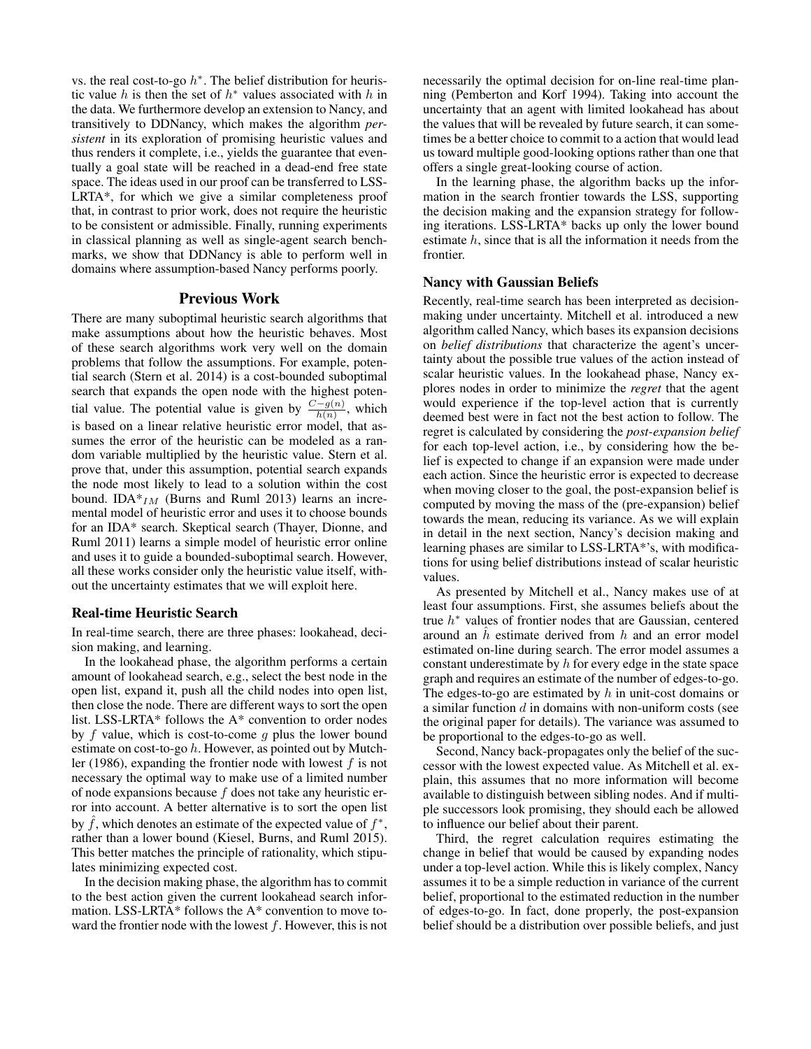vs. the real cost-to-go $h^*$. The belief distribution for heuristic value $h$ is then the set of $h^*$ values associated with $h$ in the data. We furthermore develop an extension to Nancy, and transitively to DDNancy, which makes the algorithm *persistent* in its exploration of promising heuristic values and thus renders it complete, i.e., yields the guarantee that eventually a goal state will be reached in a dead-end free state space. The ideas used in our proof can be transferred to LSS-LRTA*, for which we give a similar completeness proof that, in contrast to prior work, does not require the heuristic to be consistent or admissible. Finally, running experiments in classical planning as well as single-agent search benchmarks, we show that DDNancy is able to perform well in domains where assumption-based Nancy performs poorly.

## Previous Work

There are many suboptimal heuristic search algorithms that make assumptions about how the heuristic behaves. Most of these search algorithms work very well on the domain problems that follow the assumptions. For example, potential search (Stern et al. 2014) is a cost-bounded suboptimal search that expands the open node with the highest potential value. The potential value is given by $\frac{C-g(n)}{h(n)}$, which is based on a linear relative heuristic error model, that assumes the error of the heuristic can be modeled as a random variable multiplied by the heuristic value. Stern et al. prove that, under this assumption, potential search expands the node most likely to lead to a solution within the cost bound. IDA*$_{IM}$ (Burns and Ruml 2013) learns an incremental model of heuristic error and uses it to choose bounds for an IDA* search. Skeptical search (Thayer, Dionne, and Ruml 2011) learns a simple model of heuristic error online and uses it to guide a bounded-suboptimal search. However, all these works consider only the heuristic value itself, without the uncertainty estimates that we will exploit here.

### Real-time Heuristic Search

In real-time search, there are three phases: lookahead, decision making, and learning.

In the lookahead phase, the algorithm performs a certain amount of lookahead search, e.g., select the best node in the open list, expand it, push all the child nodes into open list, then close the node. There are different ways to sort the open list. LSS-LRTA* follows the A* convention to order nodes by $f$ value, which is cost-to-come $g$ plus the lower bound estimate on cost-to-go $h$. However, as pointed out by Mutchler (1986), expanding the frontier node with lowest $f$ is not necessary the optimal way to make use of a limited number of node expansions because $f$ does not take any heuristic error into account. A better alternative is to sort the open list by $\hat{f}$, which denotes an estimate of the expected value of $f^*$, rather than a lower bound (Kiesel, Burns, and Ruml 2015). This better matches the principle of rationality, which stipulates minimizing expected cost.

In the decision making phase, the algorithm has to commit to the best action given the current lookahead search information. LSS-LRTA* follows the A* convention to move toward the frontier node with the lowest $f$. However, this is not necessarily the optimal decision for on-line real-time planning (Pemberton and Korf 1994). Taking into account the uncertainty that an agent with limited lookahead has about the values that will be revealed by future search, it can sometimes be a better choice to commit to a action that would lead us toward multiple good-looking options rather than one that offers a single great-looking course of action.

In the learning phase, the algorithm backs up the information in the search frontier towards the LSS, supporting the decision making and the expansion strategy for following iterations. LSS-LRTA* backs up only the lower bound estimate $h$, since that is all the information it needs from the frontier.

### Nancy with Gaussian Beliefs

Recently, real-time search has been interpreted as decision-making under uncertainty. Mitchell et al. introduced a new algorithm called Nancy, which bases its expansion decisions on *belief distributions* that characterize the agent's uncertainty about the possible true values of the action instead of scalar heuristic values. In the lookahead phase, Nancy explores nodes in order to minimize the *regret* that the agent would experience if the top-level action that is currently deemed best were in fact not the best action to follow. The regret is calculated by considering the *post-expansion belief* for each top-level action, i.e., by considering how the belief is expected to change if an expansion were made under each action. Since the heuristic error is expected to decrease when moving closer to the goal, the post-expansion belief is computed by moving the mass of the (pre-expansion) belief towards the mean, reducing its variance. As we will explain in detail in the next section, Nancy's decision making and learning phases are similar to LSS-LRTA*'s, with modifications for using belief distributions instead of scalar heuristic values.

As presented by Mitchell et al., Nancy makes use of at least four assumptions. First, she assumes beliefs about the true $h^*$ values of frontier nodes that are Gaussian, centered around an $\hat{h}$ estimate derived from $h$ and an error model estimated on-line during search. The error model assumes a constant underestimate by $h$ for every edge in the state space graph and requires an estimate of the number of edges-to-go. The edges-to-go are estimated by $h$ in unit-cost domains or a similar function $d$ in domains with non-uniform costs (see the original paper for details). The variance was assumed to be proportional to the edges-to-go as well.

Second, Nancy back-propagates only the belief of the successor with the lowest expected value. As Mitchell et al. explain, this assumes that no more information will become available to distinguish between sibling nodes. And if multiple successors look promising, they should each be allowed to influence our belief about their parent.

Third, the regret calculation requires estimating the change in belief that would be caused by expanding nodes under a top-level action. While this is likely complex, Nancy assumes it to be a simple reduction in variance of the current belief, proportional to the estimated reduction in the number of edges-to-go. In fact, done properly, the post-expansion belief should be a distribution over possible beliefs, and just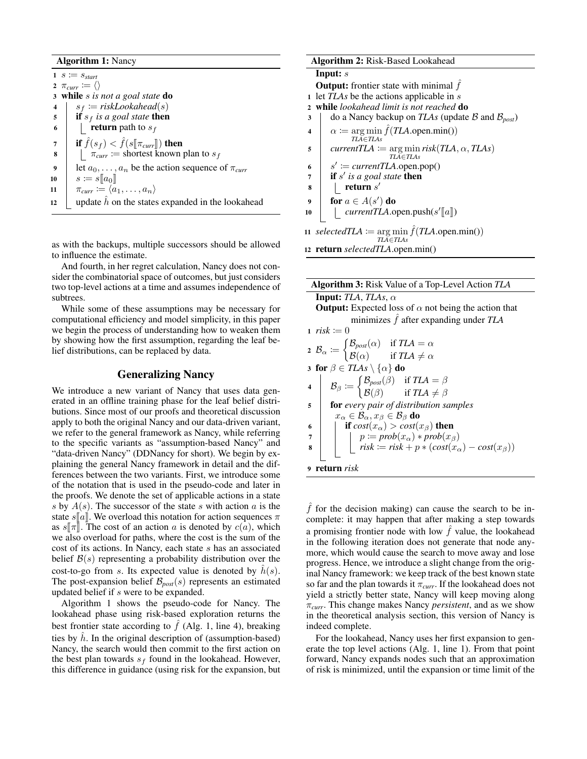**Algorithm 1:** Nancy

```
1  s := s_start
2  π_curr := ⟨⟩
3  while s is not a goal state do
4      s_f := riskLookahead(s)
5      if s_f is a goal state then
6          return path to s_f
7      if f̂(s_f) < f̂(s⟦π_curr⟧) then
8          π_curr := shortest known plan to s_f
9      let a_0, ..., a_n be the action sequence of π_curr
10     s := s⟦a_0⟧
11     π_curr := ⟨a_1, ..., a_n⟩
12     update ĥ on the states expanded in the lookahead
```

**Algorithm 2:** Risk-Based Lookahead

**Input:** $s$

**Output:** frontier state with minimal $\hat{f}$

```
1  let TLAs be the actions applicable in s
2  while lookahead limit is not reached do
3      do a Nancy backup on TLAs (update B and B_post)
4      α := argmin_{TLA∈TLAs} f̂(TLA.open.min())
5      currentTLA := argmin_{TLA∈TLAs} risk(TLA, α, TLAs)
6      s' := currentTLA.open.pop()
7      if s' is a goal state then
8          return s'
9      for a ∈ A(s') do
10         currentTLA.open.push(s'⟦a⟧)
11 selectedTLA := argmin_{TLA∈TLAs} f̂(TLA.open.min())
12 return selectedTLA.open.min()
```

**Algorithm 3:** Risk Value of a Top-Level Action *TLA*

**Input:** *TLA*, *TLAs*, $\alpha$

**Output:** Expected loss of $\alpha$ not being the action that minimizes $\hat{f}$ after expanding under *TLA*

```
1  risk := 0
2  B_α := { B_post(α)  if TLA = α
          { B(α)       if TLA ≠ α
3  for β ∈ TLAs \ {α} do
4      B_β := { B_post(β)  if TLA = β
              { B(β)       if TLA ≠ β
5      for every pair of distribution samples x_α ∈ B_α, x_β ∈ B_β do
6          if cost(x_α) > cost(x_β) then
7              p := prob(x_α) * prob(x_β)
8              risk := risk + p * (cost(x_α) − cost(x_β))
9  return risk
```

as with the backups, multiple successors should be allowed to influence the estimate.

And fourth, in her regret calculation, Nancy does not consider the combinatorial space of outcomes, but just considers two top-level actions at a time and assumes independence of subtrees.

While some of these assumptions may be necessary for computational efficiency and model simplicity, in this paper we begin the process of understanding how to weaken them by showing how the first assumption, regarding the leaf belief distributions, can be replaced by data.

## Generalizing Nancy

We introduce a new variant of Nancy that uses data generated in an offline training phase for the leaf belief distributions. Since most of our proofs and theoretical discussion apply to both the original Nancy and our data-driven variant, we refer to the general framework as Nancy, while referring to the specific variants as "assumption-based Nancy" and "data-driven Nancy" (DDNancy for short). We begin by explaining the general Nancy framework in detail and the differences between the two variants. First, we introduce some of the notation that is used in the pseudo-code and later in the proofs. We denote the set of applicable actions in a state $s$ by $A(s)$. The successor of the state $s$ with action $a$ is the state $s[\![a]\!]$. We overload this notation for action sequences $\pi$ as $s[\![\pi]\!]$. The cost of an action $a$ is denoted by $c(a)$, which we also overload for paths, where the cost is the sum of the cost of its actions. In Nancy, each state $s$ has an associated belief $\mathcal{B}(s)$ representing a probability distribution over the cost-to-go from $s$. Its expected value is denoted by $\hat{h}(s)$. The post-expansion belief $\mathcal{B}_{post}(s)$ represents an estimated updated belief if $s$ were to be expanded.

Algorithm 1 shows the pseudo-code for Nancy. The lookahead phase using risk-based exploration returns the best frontier state according to $\hat{f}$ (Alg. 1, line 4), breaking ties by $\hat{h}$. In the original description of (assumption-based) Nancy, the search would then commit to the first action on the best plan towards $s_f$ found in the lookahead. However, this difference in guidance (using risk for the expansion, but $\hat{f}$ for the decision making) can cause the search to be incomplete: it may happen that after making a step towards a promising frontier node with low $\hat{f}$ value, the lookahead in the following iteration does not generate that node anymore, which would cause the search to move away and lose progress. Hence, we introduce a slight change from the original Nancy framework: we keep track of the best known state so far and the plan towards it $\pi_{curr}$. If the lookahead does not yield a strictly better state, Nancy will keep moving along $\pi_{curr}$. This change makes Nancy *persistent*, and as we show in the theoretical analysis section, this version of Nancy is indeed complete.

For the lookahead, Nancy uses her first expansion to generate the top level actions (Alg. 1, line 1). From that point forward, Nancy expands nodes such that an approximation of risk is minimized, until the expansion or time limit of the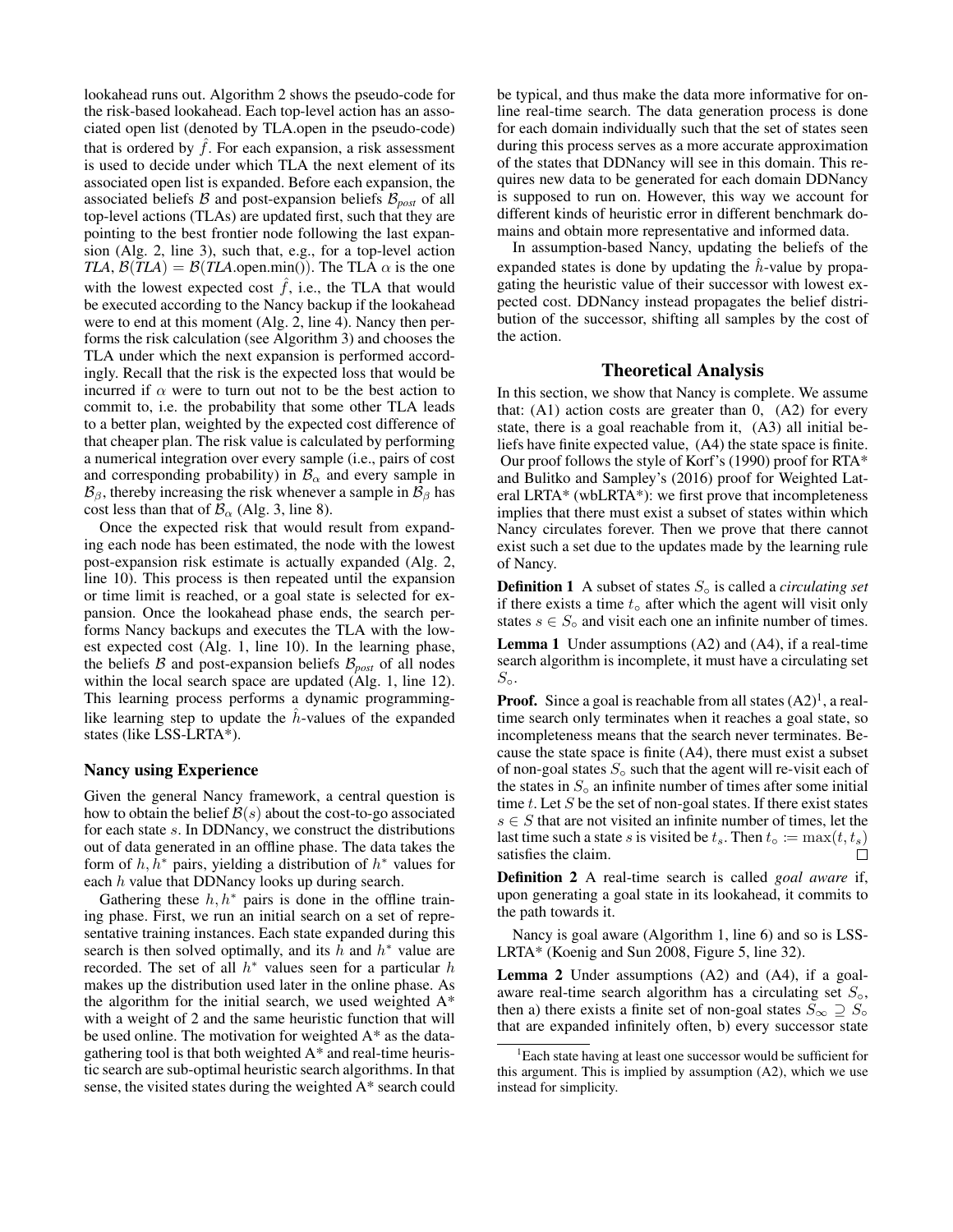lookahead runs out. Algorithm 2 shows the pseudo-code for the risk-based lookahead. Each top-level action has an associated open list (denoted by TLA.open in the pseudo-code) that is ordered by $\hat{f}$. For each expansion, a risk assessment is used to decide under which TLA the next element of its associated open list is expanded. Before each expansion, the associated beliefs $\mathcal{B}$ and post-expansion beliefs $\mathcal{B}_{post}$ of all top-level actions (TLAs) are updated first, such that they are pointing to the best frontier node following the last expansion (Alg. 2, line 3), such that, e.g., for a top-level action *TLA*, $\mathcal{B}(TLA) = \mathcal{B}(TLA\text{.open.min}())$. The TLA $\alpha$ is the one with the lowest expected cost $\hat{f}$, i.e., the TLA that would be executed according to the Nancy backup if the lookahead were to end at this moment (Alg. 2, line 4). Nancy then performs the risk calculation (see Algorithm 3) and chooses the TLA under which the next expansion is performed accordingly. Recall that the risk is the expected loss that would be incurred if $\alpha$ were to turn out not to be the best action to commit to, i.e. the probability that some other TLA leads to a better plan, weighted by the expected cost difference of that cheaper plan. The risk value is calculated by performing a numerical integration over every sample (i.e., pairs of cost and corresponding probability) in $\mathcal{B}_\alpha$ and every sample in $\mathcal{B}_\beta$, thereby increasing the risk whenever a sample in $\mathcal{B}_\beta$ has cost less than that of $\mathcal{B}_\alpha$ (Alg. 3, line 8).

Once the expected risk that would result from expanding each node has been estimated, the node with the lowest post-expansion risk estimate is actually expanded (Alg. 2, line 10). This process is then repeated until the expansion or time limit is reached, or a goal state is selected for expansion. Once the lookahead phase ends, the search performs Nancy backups and executes the TLA with the lowest expected cost (Alg. 1, line 10). In the learning phase, the beliefs $\mathcal{B}$ and post-expansion beliefs $\mathcal{B}_{post}$ of all nodes within the local search space are updated (Alg. 1, line 12). This learning process performs a dynamic programming-like learning step to update the $\hat{h}$-values of the expanded states (like LSS-LRTA*).

### Nancy using Experience

Given the general Nancy framework, a central question is how to obtain the belief $\mathcal{B}(s)$ about the cost-to-go associated for each state $s$. In DDNancy, we construct the distributions out of data generated in an offline phase. The data takes the form of $h, h^*$ pairs, yielding a distribution of $h^*$ values for each $h$ value that DDNancy looks up during search.

Gathering these $h, h^*$ pairs is done in the offline training phase. First, we run an initial search on a set of representative training instances. Each state expanded during this search is then solved optimally, and its $h$ and $h^*$ value are recorded. The set of all $h^*$ values seen for a particular $h$ makes up the distribution used later in the online phase. As the algorithm for the initial search, we used weighted A* with a weight of 2 and the same heuristic function that will be used online. The motivation for weighted A* as the data-gathering tool is that both weighted A* and real-time heuristic search are sub-optimal heuristic search algorithms. In that sense, the visited states during the weighted A* search could be typical, and thus make the data more informative for online real-time search. The data generation process is done for each domain individually such that the set of states seen during this process serves as a more accurate approximation of the states that DDNancy will see in this domain. This requires new data to be generated for each domain DDNancy is supposed to run on. However, this way we account for different kinds of heuristic error in different benchmark domains and obtain more representative and informed data.

In assumption-based Nancy, updating the beliefs of the expanded states is done by updating the $\hat{h}$-value by propagating the heuristic value of their successor with lowest expected cost. DDNancy instead propagates the belief distribution of the successor, shifting all samples by the cost of the action.

## Theoretical Analysis

In this section, we show that Nancy is complete. We assume that: (A1) action costs are greater than 0, (A2) for every state, there is a goal reachable from it, (A3) all initial beliefs have finite expected value, (A4) the state space is finite. Our proof follows the style of Korf's (1990) proof for RTA* and Bulitko and Sampley's (2016) proof for Weighted Lateral LRTA* (wbLRTA*): we first prove that incompleteness implies that there must exist a subset of states within which Nancy circulates forever. Then we prove that there cannot exist such a set due to the updates made by the learning rule of Nancy.

**Definition 1** A subset of states $S_\circ$ is called a *circulating set* if there exists a time $t_\circ$ after which the agent will visit only states $s \in S_\circ$ and visit each one an infinite number of times.

**Lemma 1** Under assumptions (A2) and (A4), if a real-time search algorithm is incomplete, it must have a circulating set $S_\circ$.

**Proof.** Since a goal is reachable from all states (A2)[1], a real-time search only terminates when it reaches a goal state, so incompleteness means that the search never terminates. Because the state space is finite (A4), there must exist a subset of non-goal states $S_\circ$ such that the agent will re-visit each of the states in $S_\circ$ an infinite number of times after some initial time $t$. Let $S$ be the set of non-goal states. If there exist states $s \in S$ that are not visited an infinite number of times, let the last time such a state $s$ is visited be $t_s$. Then $t_\circ := \max(t, t_s)$ satisfies the claim. □

**Definition 2** A real-time search is called *goal aware* if, upon generating a goal state in its lookahead, it commits to the path towards it.

Nancy is goal aware (Algorithm 1, line 6) and so is LSS-LRTA* (Koenig and Sun 2008, Figure 5, line 32).

**Lemma 2** Under assumptions (A2) and (A4), if a goal-aware real-time search algorithm has a circulating set $S_\circ$, then a) there exists a finite set of non-goal states $S_\infty \supseteq S_\circ$ that are expanded infinitely often, b) every successor state

[1] Each state having at least one successor would be sufficient for this argument. This is implied by assumption (A2), which we use instead for simplicity.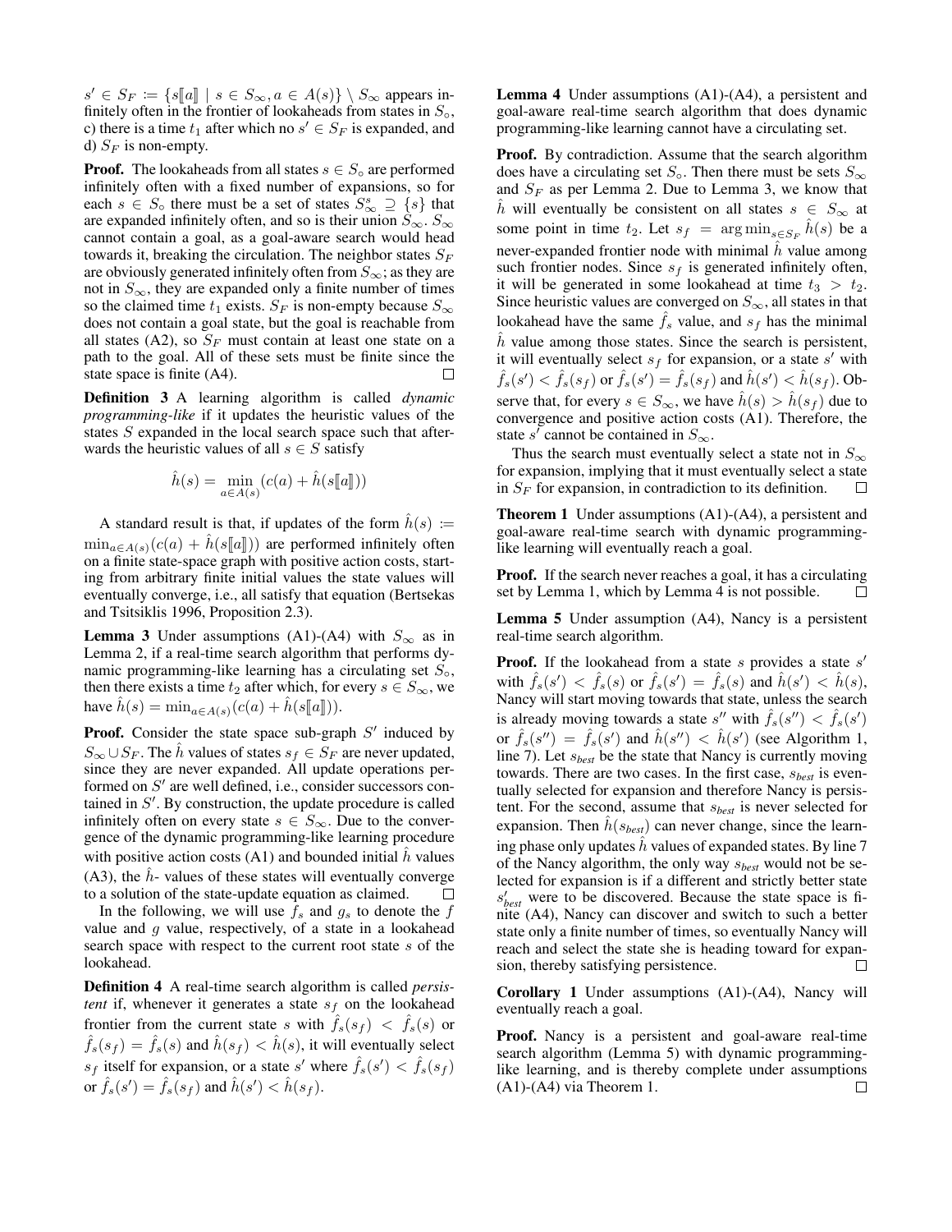$s' \in S_F \coloneqq \{s[\![a]\!] \mid s \in S_\infty, a \in A(s)\} \setminus S_\infty$ appears infinitely often in the frontier of lookaheads from states in $S_\circ$, c) there is a time $t_1$ after which no $s' \in S_F$ is expanded, and d) $S_F$ is non-empty.

**Proof.** The lookaheads from all states $s \in S_\circ$ are performed infinitely often with a fixed number of expansions, so for each $s \in S_\circ$ there must be a set of states $S^s_\infty \supseteq \{s\}$ that are expanded infinitely often, and so is their union $S_\infty$. $S_\infty$ cannot contain a goal, as a goal-aware search would head towards it, breaking the circulation. The neighbor states $S_F$ are obviously generated infinitely often from $S_\infty$; as they are not in $S_\infty$, they are expanded only a finite number of times so the claimed time $t_1$ exists. $S_F$ is non-empty because $S_\infty$ does not contain a goal state, but the goal is reachable from all states (A2), so $S_F$ must contain at least one state on a path to the goal. All of these sets must be finite since the state space is finite (A4). □

**Definition 3** A learning algorithm is called *dynamic programming-like* if it updates the heuristic values of the states $S$ expanded in the local search space such that afterwards the heuristic values of all $s \in S$ satisfy

$$\hat{h}(s) = \min_{a \in A(s)} (c(a) + \hat{h}(s[\![a]\!]))$$

A standard result is that, if updates of the form $\hat{h}(s) := \min_{a \in A(s)}(c(a) + \hat{h}(s[\![a]\!]))$ are performed infinitely often on a finite state-space graph with positive action costs, starting from arbitrary finite initial values the state values will eventually converge, i.e., all satisfy that equation (Bertsekas and Tsitsiklis 1996, Proposition 2.3).

**Lemma 3** Under assumptions (A1)-(A4) with $S_\infty$ as in Lemma 2, if a real-time search algorithm that performs dynamic programming-like learning has a circulating set $S_\circ$, then there exists a time $t_2$ after which, for every $s \in S_\infty$, we have $\hat{h}(s) = \min_{a \in A(s)}(c(a) + \hat{h}(s[\![a]\!]))$.

**Proof.** Consider the state space sub-graph $S'$ induced by $S_\infty \cup S_F$. The $\hat{h}$ values of states $s_f \in S_F$ are never updated, since they are never expanded. All update operations performed on $S'$ are well defined, i.e., consider successors contained in $S'$. By construction, the update procedure is called infinitely often on every state $s \in S_\infty$. Due to the convergence of the dynamic programming-like learning procedure with positive action costs (A1) and bounded initial $\hat{h}$ values (A3), the $\hat{h}$- values of these states will eventually converge to a solution of the state-update equation as claimed. □

In the following, we will use $\hat{f}_s$ and $g_s$ to denote the $f$ value and $g$ value, respectively, of a state in a lookahead search space with respect to the current root state $s$ of the lookahead.

**Definition 4** A real-time search algorithm is called *persistent* if, whenever it generates a state $s_f$ on the lookahead frontier from the current state $s$ with $\hat{f}_s(s_f) < \hat{f}_s(s)$ or $\hat{f}_s(s_f) = \hat{f}_s(s)$ and $\hat{h}(s_f) < \hat{h}(s)$, it will eventually select $s_f$ itself for expansion, or a state $s'$ where $\hat{f}_s(s') < \hat{f}_s(s_f)$ or $\hat{f}_s(s') = \hat{f}_s(s_f)$ and $\hat{h}(s') < \hat{h}(s_f)$.

**Lemma 4** Under assumptions (A1)-(A4), a persistent and goal-aware real-time search algorithm that does dynamic programming-like learning cannot have a circulating set.

**Proof.** By contradiction. Assume that the search algorithm does have a circulating set $S_\circ$. Then there must be sets $S_\infty$ and $S_F$ as per Lemma 2. Due to Lemma 3, we know that $\hat{h}$ will eventually be consistent on all states $s \in S_\infty$ at some point in time $t_2$. Let $s_f = \arg\min_{s \in S_F} \hat{h}(s)$ be a never-expanded frontier node with minimal $\hat{h}$ value among such frontier nodes. Since $s_f$ is generated infinitely often, it will be generated in some lookahead at time $t_3 > t_2$. Since heuristic values are converged on $S_\infty$, all states in that lookahead have the same $\hat{f}_s$ value, and $s_f$ has the minimal $\hat{h}$ value among those states. Since the search is persistent, it will eventually select $s_f$ for expansion, or a state $s'$ with $\hat{f}_s(s') < \hat{f}_s(s_f)$ or $\hat{f}_s(s') = \hat{f}_s(s_f)$ and $\hat{h}(s') < \hat{h}(s_f)$. Observe that, for every $s \in S_\infty$, we have $\hat{h}(s) > \hat{h}(s_f)$ due to convergence and positive action costs (A1). Therefore, the state $s'$ cannot be contained in $S_\infty$.

Thus the search must eventually select a state not in $S_\infty$ for expansion, implying that it must eventually select a state in $S_F$ for expansion, in contradiction to its definition. □

**Theorem 1** Under assumptions (A1)-(A4), a persistent and goal-aware real-time search with dynamic programming-like learning will eventually reach a goal.

**Proof.** If the search never reaches a goal, it has a circulating set by Lemma 1, which by Lemma 4 is not possible. □

**Lemma 5** Under assumption (A4), Nancy is a persistent real-time search algorithm.

**Proof.** If the lookahead from a state $s$ provides a state $s'$ with $\hat{f}_s(s') < \hat{f}_s(s)$ or $\hat{f}_s(s') = \hat{f}_s(s)$ and $\hat{h}(s') < \hat{h}(s)$, Nancy will start moving towards that state, unless the search is already moving towards a state $s''$ with $\hat{f}_s(s'') < \hat{f}_s(s')$ or $\hat{f}_s(s'') = \hat{f}_s(s')$ and $\hat{h}(s'') < \hat{h}(s')$ (see Algorithm 1, line 7). Let $s_{best}$ be the state that Nancy is currently moving towards. There are two cases. In the first case, $s_{best}$ is eventually selected for expansion and therefore Nancy is persistent. For the second, assume that $s_{best}$ is never selected for expansion. Then $\hat{h}(s_{best})$ can never change, since the learning phase only updates $\hat{h}$ values of expanded states. By line 7 of the Nancy algorithm, the only way $s_{best}$ would not be selected for expansion is if a different and strictly better state $s'_{best}$ were to be discovered. Because the state space is finite (A4), Nancy can discover and switch to such a better state only a finite number of times, so eventually Nancy will reach and select the state she is heading toward for expansion, thereby satisfying persistence. □

**Corollary 1** Under assumptions (A1)-(A4), Nancy will eventually reach a goal.

**Proof.** Nancy is a persistent and goal-aware real-time search algorithm (Lemma 5) with dynamic programming-like learning, and is thereby complete under assumptions (A1)-(A4) via Theorem 1. □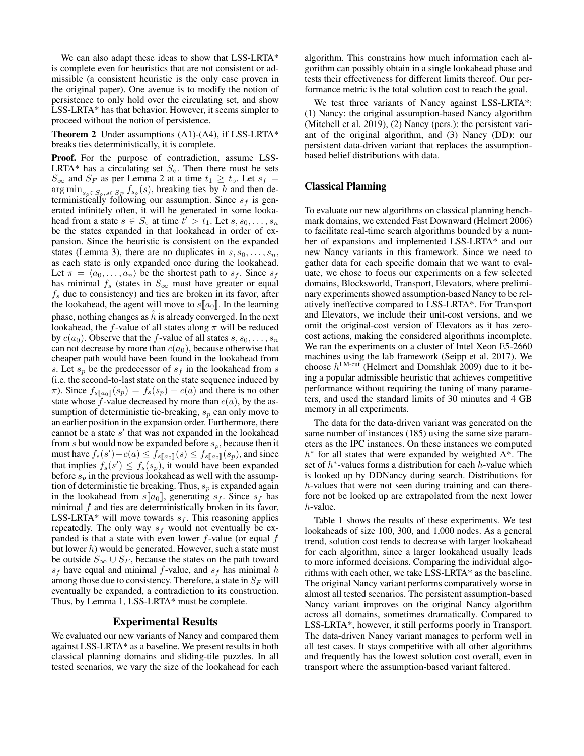We can also adapt these ideas to show that LSS-LRTA* is complete even for heuristics that are not consistent or admissible (a consistent heuristic is the only case proven in the original paper). One avenue is to modify the notion of persistence to only hold over the circulating set, and show LSS-LRTA* has that behavior. However, it seems simpler to proceed without the notion of persistence.

**Theorem 2** Under assumptions (A1)-(A4), if LSS-LRTA* breaks ties deterministically, it is complete.

**Proof.** For the purpose of contradiction, assume LSS-LRTA* has a circulating set $S_\circ$. Then there must be sets $S_\infty$ and $S_F$ as per Lemma 2 at a time $t_1 \geq t_\circ$. Let $s_f = \arg\min_{s_\circ \in S_\circ, s \in S_F} f_{s_\circ}(s)$, breaking ties by $h$ and then deterministically following our assumption. Since $s_f$ is generated infinitely often, it will be generated in some lookahead from a state $s \in S_\circ$ at time $t' > t_1$. Let $s, s_0, \ldots, s_n$ be the states expanded in that lookahead in order of expansion. Since the heuristic is consistent on the expanded states (Lemma 3), there are no duplicates in $s, s_0, \ldots, s_n$, as each state is only expanded once during the lookahead. Let $\pi = \langle a_0, \ldots, a_n \rangle$ be the shortest path to $s_f$. Since $s_f$ has minimal $f_s$ (states in $S_\infty$ must have greater or equal $f_s$ due to consistency) and ties are broken in its favor, after the lookahead, the agent will move to $s[\![a_0]\!]$. In the learning phase, nothing changes as $\hat{h}$ is already converged. In the next lookahead, the $f$-value of all states along $\pi$ will be reduced by $c(a_0)$. Observe that the $f$-value of all states $s, s_0, \ldots, s_n$ can not decrease by more than $c(a_0)$, because otherwise that cheaper path would have been found in the lookahead from $s$. Let $s_p$ be the predecessor of $s_f$ in the lookahead from $s$ (i.e. the second-to-last state on the state sequence induced by $\pi$). Since $f_{s[\![a_0]\!]}(s_p) = f_s(s_p) - c(a)$ and there is no other state whose $f$-value decreased by more than $c(a)$, by the assumption of deterministic tie-breaking, $s_p$ can only move to an earlier position in the expansion order. Furthermore, there cannot be a state $s'$ that was not expanded in the lookahead from $s$ but would now be expanded before $s_p$, because then it must have $f_s(s') + c(a) \leq f_{s[\![a_0]\!]}(s) \leq f_{s[\![a_0]\!]}(s_p)$, and since that implies $f_s(s') \leq f_s(s_p)$, it would have been expanded before $s_p$ in the previous lookahead as well with the assumption of deterministic tie breaking. Thus, $s_p$ is expanded again in the lookahead from $s[\![a_0]\!]$, generating $s_f$. Since $s_f$ has minimal $f$ and ties are deterministically broken in its favor, LSS-LRTA* will move towards $s_f$. This reasoning applies repeatedly. The only way $s_f$ would not eventually be expanded is that a state with even lower $f$-value (or equal $f$ but lower $h$) would be generated. However, such a state must be outside $S_\infty \cup S_F$, because the states on the path toward $s_f$ have equal and minimal $f$-value, and $s_f$ has minimal $h$ among those due to consistency. Therefore, a state in $S_F$ will eventually be expanded, a contradiction to its construction. Thus, by Lemma 1, LSS-LRTA* must be complete. □

## Experimental Results

We evaluated our new variants of Nancy and compared them against LSS-LRTA* as a baseline. We present results in both classical planning domains and sliding-tile puzzles. In all tested scenarios, we vary the size of the lookahead for each algorithm. This constrains how much information each algorithm can possibly obtain in a single lookahead phase and tests their effectiveness for different limits thereof. Our performance metric is the total solution cost to reach the goal.

We test three variants of Nancy against LSS-LRTA*: (1) Nancy: the original assumption-based Nancy algorithm (Mitchell et al. 2019), (2) Nancy (pers.): the persistent variant of the original algorithm, and (3) Nancy (DD): our persistent data-driven variant that replaces the assumption-based belief distributions with data.

### Classical Planning

To evaluate our new algorithms on classical planning benchmark domains, we extended Fast Downward (Helmert 2006) to facilitate real-time search algorithms bounded by a number of expansions and implemented LSS-LRTA* and our new Nancy variants in this framework. Since we need to gather data for each specific domain that we want to evaluate, we chose to focus our experiments on a few selected domains, Blocksworld, Transport, Elevators, where preliminary experiments showed assumption-based Nancy to be relatively ineffective compared to LSS-LRTA*. For Transport and Elevators, we include their unit-cost versions, and we omit the original-cost version of Elevators as it has zero-cost actions, making the considered algorithms incomplete. We ran the experiments on a cluster of Intel Xeon E5-2660 machines using the lab framework (Seipp et al. 2017). We choose $h^{\text{LM-cut}}$ (Helmert and Domshlak 2009) due to it being a popular admissible heuristic that achieves competitive performance without requiring the tuning of many parameters, and used the standard limits of 30 minutes and 4 GB memory in all experiments.

The data for the data-driven variant was generated on the same number of instances (185) using the same size parameters as the IPC instances. On these instances we computed $h^*$ for all states that were expanded by weighted A*. The set of $h^*$-values forms a distribution for each $h$-value which is looked up by DDNancy during search. Distributions for $h$-values that were not seen during training and can therefore not be looked up are extrapolated from the next lower $h$-value.

Table 1 shows the results of these experiments. We test lookaheads of size 100, 300, and 1,000 nodes. As a general trend, solution cost tends to decrease with larger lookahead for each algorithm, since a larger lookahead usually leads to more informed decisions. Comparing the individual algorithms with each other, we take LSS-LRTA* as the baseline. The original Nancy variant performs comparatively worse in almost all tested scenarios. The persistent assumption-based Nancy variant improves on the original Nancy algorithm across all domains, sometimes dramatically. Compared to LSS-LRTA*, however, it still performs poorly in Transport. The data-driven Nancy variant manages to perform well in all test cases. It stays competitive with all other algorithms and frequently has the lowest solution cost overall, even in transport where the assumption-based variant faltered.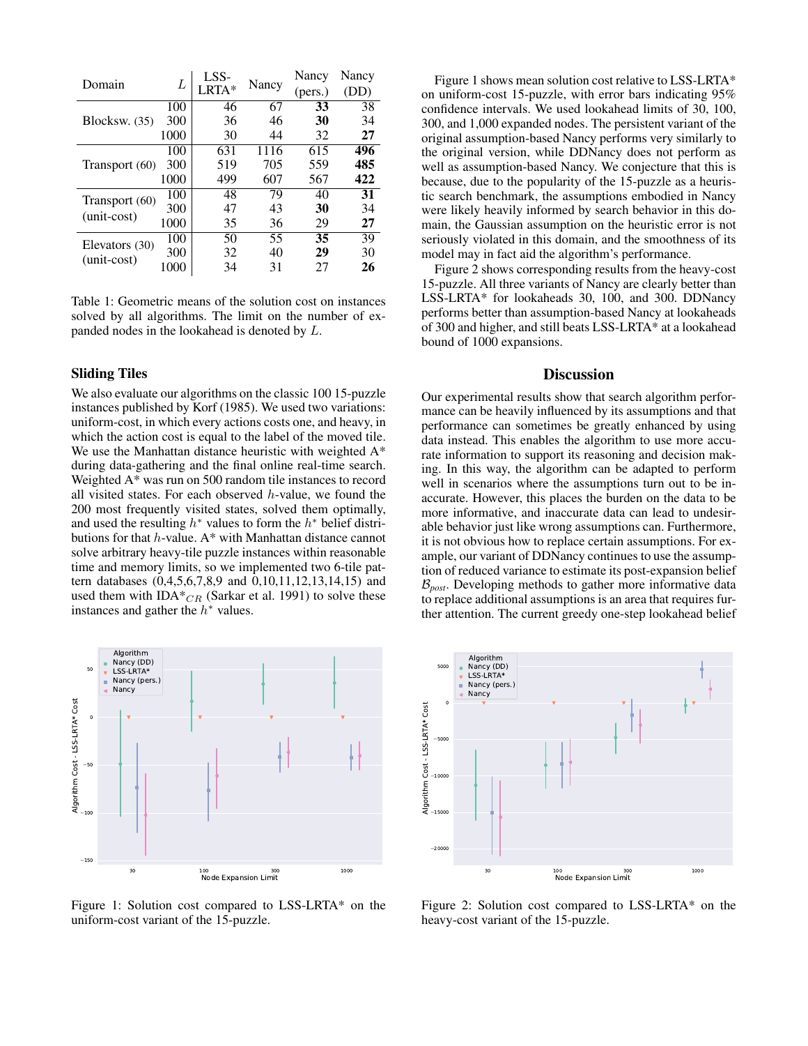| Domain | $L$ | LSS-LRTA* | Nancy | Nancy (pers.) | Nancy (DD) |
|---|---|---|---|---|---|
| Blocksw. (35) | 100 | 46 | 67 | **33** | 38 |
| | 300 | 36 | 46 | **30** | 34 |
| | 1000 | 30 | 44 | 32 | **27** |
| Transport (60) | 100 | 631 | 1116 | 615 | **496** |
| | 300 | 519 | 705 | 559 | **485** |
| | 1000 | 499 | 607 | 567 | **422** |
| Transport (60) (unit-cost) | 100 | 48 | 79 | 40 | **31** |
| | 300 | 47 | 43 | **30** | 34 |
| | 1000 | 35 | 36 | 29 | **27** |
| Elevators (30) (unit-cost) | 100 | 50 | 55 | **35** | 39 |
| | 300 | 32 | 40 | **29** | 30 |
| | 1000 | 34 | 31 | 27 | **26** |

Table 1: Geometric means of the solution cost on instances solved by all algorithms. The limit on the number of expanded nodes in the lookahead is denoted by $L$.

### Sliding Tiles

We also evaluate our algorithms on the classic 100 15-puzzle instances published by Korf (1985). We used two variations: uniform-cost, in which every actions costs one, and heavy, in which the action cost is equal to the label of the moved tile. We use the Manhattan distance heuristic with weighted A* during data-gathering and the final online real-time search. Weighted A* was run on 500 random tile instances to record all visited states. For each observed $h$-value, we found the 200 most frequently visited states, solved them optimally, and used the resulting $h^*$ values to form the $h^*$ belief distributions for that $h$-value. A* with Manhattan distance cannot solve arbitrary heavy-tile puzzle instances within reasonable time and memory limits, so we implemented two 6-tile pattern databases (0,4,5,6,7,8,9 and 0,10,11,12,13,14,15) and used them with IDA*$_{CR}$ (Sarkar et al. 1991) to solve these instances and gather the $h^*$ values.

Figure 1: Solution cost compared to LSS-LRTA* on the uniform-cost variant of the 15-puzzle.

Figure 1 shows mean solution cost relative to LSS-LRTA* on uniform-cost 15-puzzle, with error bars indicating 95% confidence intervals. We used lookahead limits of 30, 100, 300, and 1,000 expanded nodes. The persistent variant of the original assumption-based Nancy performs very similarly to the original version, while DDNancy does not perform as well as assumption-based Nancy. We conjecture that this is because, due to the popularity of the 15-puzzle as a heuristic search benchmark, the assumptions embodied in Nancy were likely heavily informed by search behavior in this domain, the Gaussian assumption on the heuristic error is not seriously violated in this domain, and the smoothness of its model may in fact aid the algorithm's performance.

Figure 2 shows corresponding results from the heavy-cost 15-puzzle. All three variants of Nancy are clearly better than LSS-LRTA* for lookaheads 30, 100, and 300. DDNancy performs better than assumption-based Nancy at lookaheads of 300 and higher, and still beats LSS-LRTA* at a lookahead bound of 1000 expansions.

Figure 2: Solution cost compared to LSS-LRTA* on the heavy-cost variant of the 15-puzzle.

## Discussion

Our experimental results show that search algorithm performance can be heavily influenced by its assumptions and that performance can sometimes be greatly enhanced by using data instead. This enables the algorithm to use more accurate information to support its reasoning and decision making. In this way, the algorithm can be adapted to perform well in scenarios where the assumptions turn out to be inaccurate. However, this places the burden on the data to be more informative, and inaccurate data can lead to undesirable behavior just like wrong assumptions can. Furthermore, it is not obvious how to replace certain assumptions. For example, our variant of DDNancy continues to use the assumption of reduced variance to estimate its post-expansion belief $\mathcal{B}_{post}$. Developing methods to gather more informative data to replace additional assumptions is an area that requires further attention. The current greedy one-step lookahead belief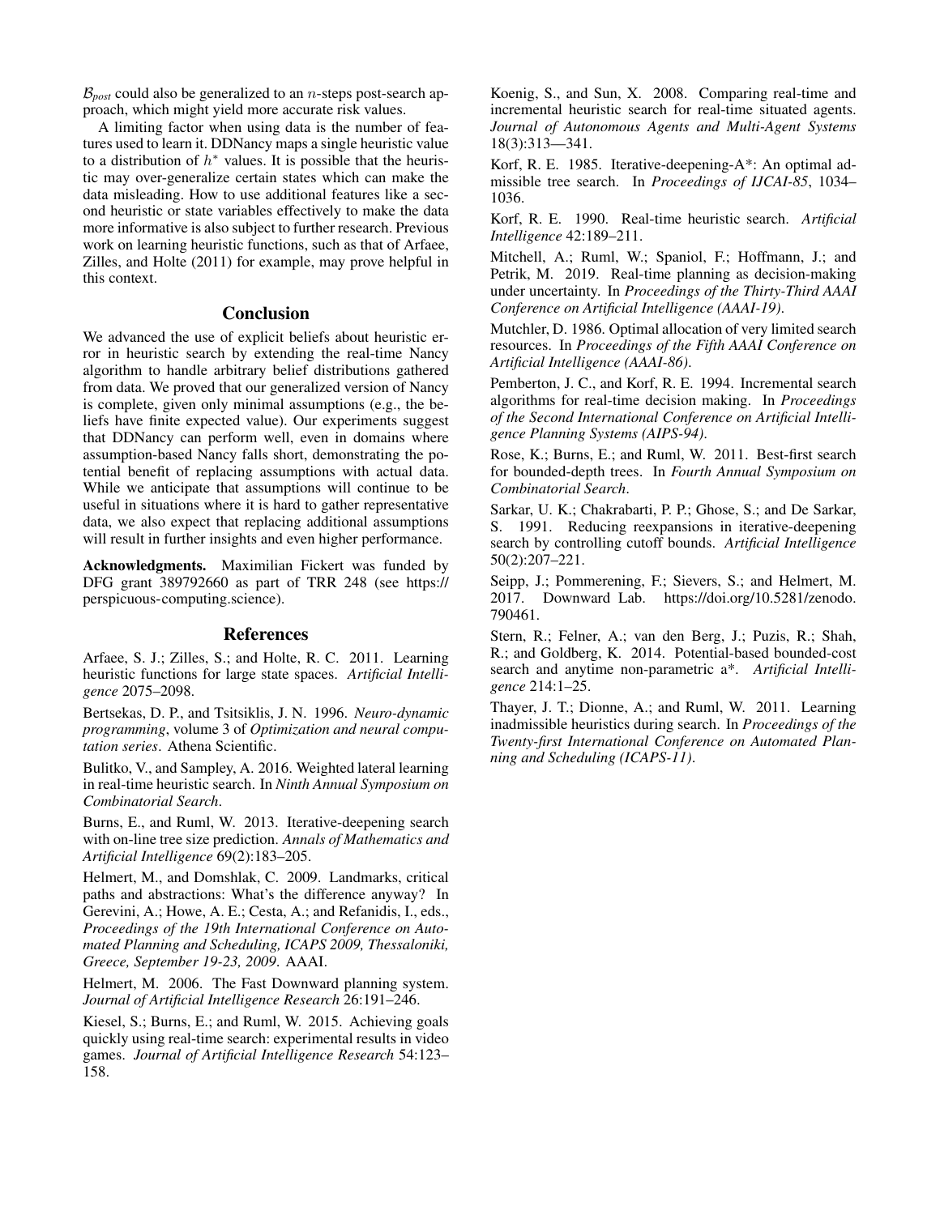$\mathcal{B}_{post}$ could also be generalized to an $n$-steps post-search approach, which might yield more accurate risk values.

A limiting factor when using data is the number of features used to learn it. DDNancy maps a single heuristic value to a distribution of $h^*$ values. It is possible that the heuristic may over-generalize certain states which can make the data misleading. How to use additional features like a second heuristic or state variables effectively to make the data more informative is also subject to further research. Previous work on learning heuristic functions, such as that of Arfaee, Zilles, and Holte (2011) for example, may prove helpful in this context.

## Conclusion

We advanced the use of explicit beliefs about heuristic error in heuristic search by extending the real-time Nancy algorithm to handle arbitrary belief distributions gathered from data. We proved that our generalized version of Nancy is complete, given only minimal assumptions (e.g., the beliefs have finite expected value). Our experiments suggest that DDNancy can perform well, even in domains where assumption-based Nancy falls short, demonstrating the potential benefit of replacing assumptions with actual data. While we anticipate that assumptions will continue to be useful in situations where it is hard to gather representative data, we also expect that replacing additional assumptions will result in further insights and even higher performance.

**Acknowledgments.** Maximilian Fickert was funded by DFG grant 389792660 as part of TRR 248 (see https://perspicuous-computing.science).

## References

Arfaee, S. J.; Zilles, S.; and Holte, R. C. 2011. Learning heuristic functions for large state spaces. *Artificial Intelligence* 2075–2098.

Bertsekas, D. P., and Tsitsiklis, J. N. 1996. *Neuro-dynamic programming*, volume 3 of *Optimization and neural computation series*. Athena Scientific.

Bulitko, V., and Sampley, A. 2016. Weighted lateral learning in real-time heuristic search. In *Ninth Annual Symposium on Combinatorial Search*.

Burns, E., and Ruml, W. 2013. Iterative-deepening search with on-line tree size prediction. *Annals of Mathematics and Artificial Intelligence* 69(2):183–205.

Helmert, M., and Domshlak, C. 2009. Landmarks, critical paths and abstractions: What's the difference anyway? In Gerevini, A.; Howe, A. E.; Cesta, A.; and Refanidis, I., eds., *Proceedings of the 19th International Conference on Automated Planning and Scheduling, ICAPS 2009, Thessaloniki, Greece, September 19-23, 2009*. AAAI.

Helmert, M. 2006. The Fast Downward planning system. *Journal of Artificial Intelligence Research* 26:191–246.

Kiesel, S.; Burns, E.; and Ruml, W. 2015. Achieving goals quickly using real-time search: experimental results in video games. *Journal of Artificial Intelligence Research* 54:123–158.

Koenig, S., and Sun, X. 2008. Comparing real-time and incremental heuristic search for real-time situated agents. *Journal of Autonomous Agents and Multi-Agent Systems* 18(3):313—341.

Korf, R. E. 1985. Iterative-deepening-A*: An optimal admissible tree search. In *Proceedings of IJCAI-85*, 1034–1036.

Korf, R. E. 1990. Real-time heuristic search. *Artificial Intelligence* 42:189–211.

Mitchell, A.; Ruml, W.; Spaniol, F.; Hoffmann, J.; and Petrik, M. 2019. Real-time planning as decision-making under uncertainty. In *Proceedings of the Thirty-Third AAAI Conference on Artificial Intelligence (AAAI-19)*.

Mutchler, D. 1986. Optimal allocation of very limited search resources. In *Proceedings of the Fifth AAAI Conference on Artificial Intelligence (AAAI-86)*.

Pemberton, J. C., and Korf, R. E. 1994. Incremental search algorithms for real-time decision making. In *Proceedings of the Second International Conference on Artificial Intelligence Planning Systems (AIPS-94)*.

Rose, K.; Burns, E.; and Ruml, W. 2011. Best-first search for bounded-depth trees. In *Fourth Annual Symposium on Combinatorial Search*.

Sarkar, U. K.; Chakrabarti, P. P.; Ghose, S.; and De Sarkar, S. 1991. Reducing reexpansions in iterative-deepening search by controlling cutoff bounds. *Artificial Intelligence* 50(2):207–221.

Seipp, J.; Pommerening, F.; Sievers, S.; and Helmert, M. 2017. Downward Lab. https://doi.org/10.5281/zenodo.790461.

Stern, R.; Felner, A.; van den Berg, J.; Puzis, R.; Shah, R.; and Goldberg, K. 2014. Potential-based bounded-cost search and anytime non-parametric a*. *Artificial Intelligence* 214:1–25.

Thayer, J. T.; Dionne, A.; and Ruml, W. 2011. Learning inadmissible heuristics during search. In *Proceedings of the Twenty-first International Conference on Automated Planning and Scheduling (ICAPS-11)*.